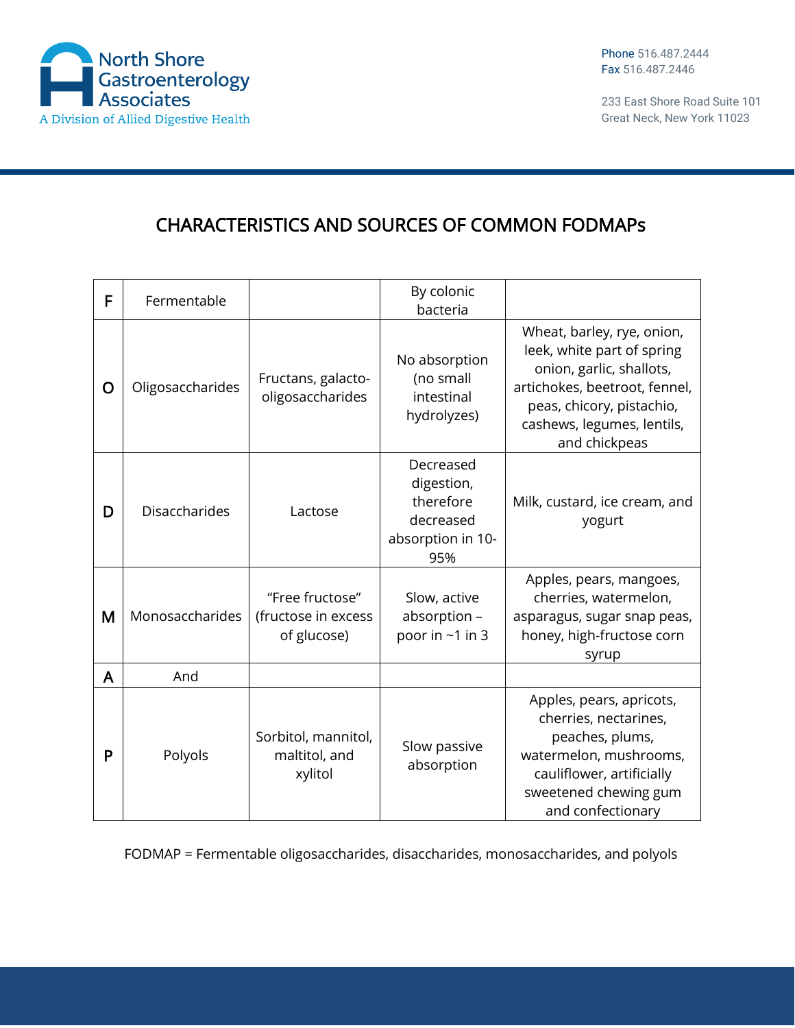North Shore Gastroenterology Associates
A Division of Allied Digestive Health

Phone 516.487.2444
Fax 516.487.2446

233 East Shore Road Suite 101
Great Neck, New York 11023

# CHARACTERISTICS AND SOURCES OF COMMON FODMAPs

| | | | | |
|---|---|---|---|---|
| F | Fermentable | | By colonic bacteria | |
| O | Oligosaccharides | Fructans, galacto-oligosaccharides | No absorption (no small intestinal hydrolyzes) | Wheat, barley, rye, onion, leek, white part of spring onion, garlic, shallots, artichokes, beetroot, fennel, peas, chicory, pistachio, cashews, legumes, lentils, and chickpeas |
| D | Disaccharides | Lactose | Decreased digestion, therefore decreased absorption in 10-95% | Milk, custard, ice cream, and yogurt |
| M | Monosaccharides | "Free fructose" (fructose in excess of glucose) | Slow, active absorption – poor in ~1 in 3 | Apples, pears, mangoes, cherries, watermelon, asparagus, sugar snap peas, honey, high-fructose corn syrup |
| A | And | | | |
| P | Polyols | Sorbitol, mannitol, maltitol, and xylitol | Slow passive absorption | Apples, pears, apricots, cherries, nectarines, peaches, plums, watermelon, mushrooms, cauliflower, artificially sweetened chewing gum and confectionary |

FODMAP = Fermentable oligosaccharides, disaccharides, monosaccharides, and polyols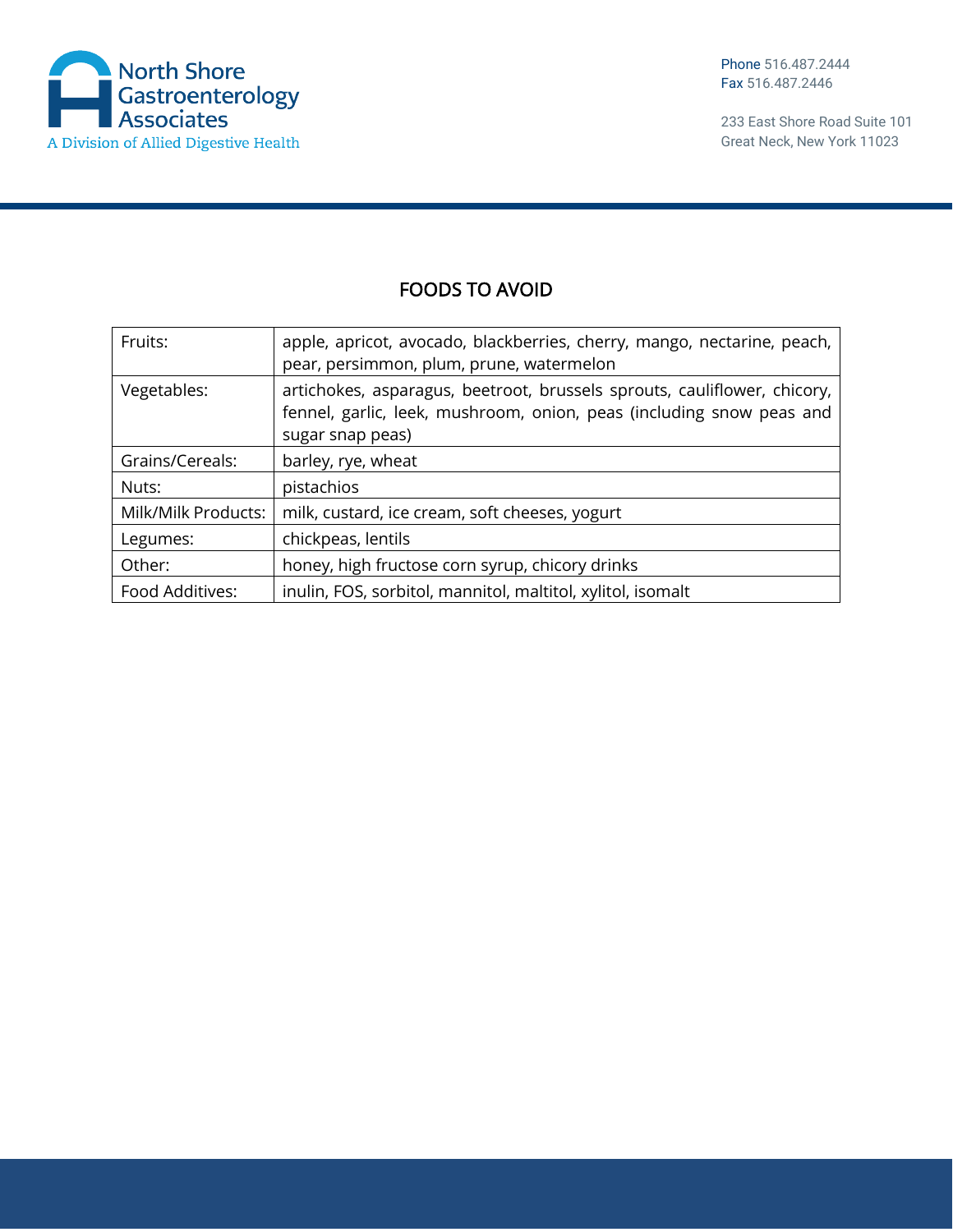## FOODS TO AVOID

| | |
|---|---|
| Fruits: | apple, apricot, avocado, blackberries, cherry, mango, nectarine, peach, pear, persimmon, plum, prune, watermelon |
| Vegetables: | artichokes, asparagus, beetroot, brussels sprouts, cauliflower, chicory, fennel, garlic, leek, mushroom, onion, peas (including snow peas and sugar snap peas) |
| Grains/Cereals: | barley, rye, wheat |
| Nuts: | pistachios |
| Milk/Milk Products: | milk, custard, ice cream, soft cheeses, yogurt |
| Legumes: | chickpeas, lentils |
| Other: | honey, high fructose corn syrup, chicory drinks |
| Food Additives: | inulin, FOS, sorbitol, mannitol, maltitol, xylitol, isomalt |